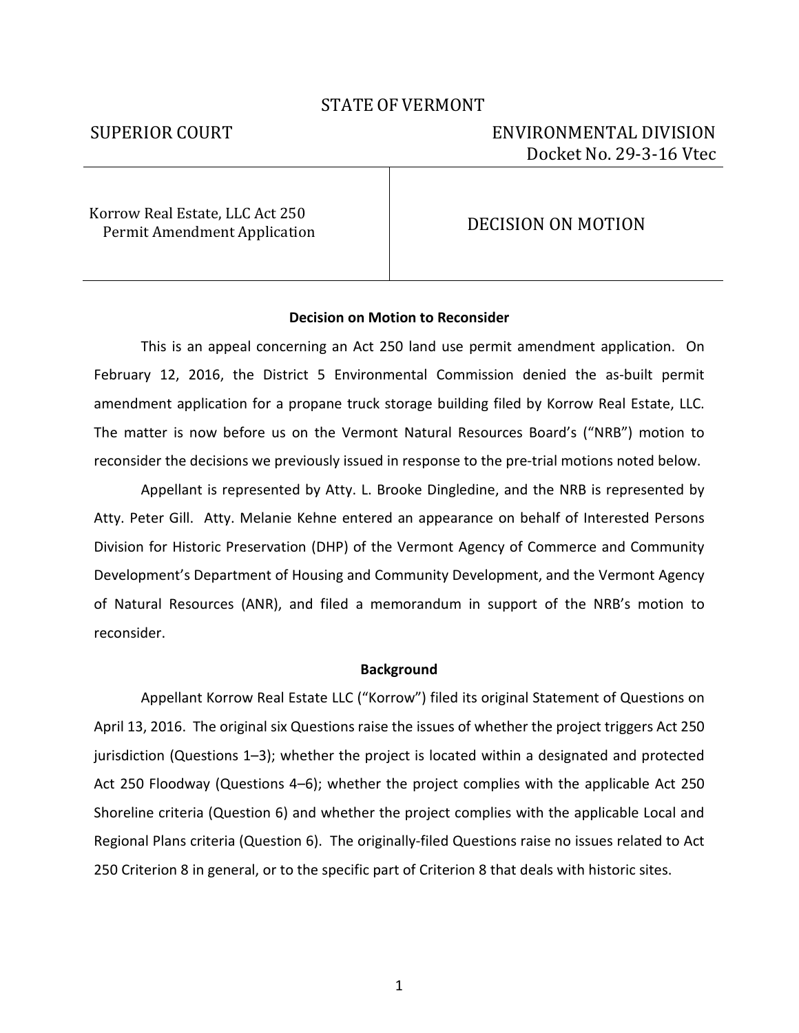STATE OF VERMONT

SUPERIOR COURT | ENVIRONMENTAL DIVISION
Docket No. 29-3-16 Vtec

| | |
|---|---|
| Korrow Real Estate, LLC Act 250 Permit Amendment Application | DECISION ON MOTION |

**Decision on Motion to Reconsider**

This is an appeal concerning an Act 250 land use permit amendment application. On February 12, 2016, the District 5 Environmental Commission denied the as-built permit amendment application for a propane truck storage building filed by Korrow Real Estate, LLC. The matter is now before us on the Vermont Natural Resources Board's ("NRB") motion to reconsider the decisions we previously issued in response to the pre-trial motions noted below.

Appellant is represented by Atty. L. Brooke Dingledine, and the NRB is represented by Atty. Peter Gill. Atty. Melanie Kehne entered an appearance on behalf of Interested Persons Division for Historic Preservation (DHP) of the Vermont Agency of Commerce and Community Development's Department of Housing and Community Development, and the Vermont Agency of Natural Resources (ANR), and filed a memorandum in support of the NRB's motion to reconsider.

**Background**

Appellant Korrow Real Estate LLC ("Korrow") filed its original Statement of Questions on April 13, 2016. The original six Questions raise the issues of whether the project triggers Act 250 jurisdiction (Questions 1–3); whether the project is located within a designated and protected Act 250 Floodway (Questions 4–6); whether the project complies with the applicable Act 250 Shoreline criteria (Question 6) and whether the project complies with the applicable Local and Regional Plans criteria (Question 6). The originally-filed Questions raise no issues related to Act 250 Criterion 8 in general, or to the specific part of Criterion 8 that deals with historic sites.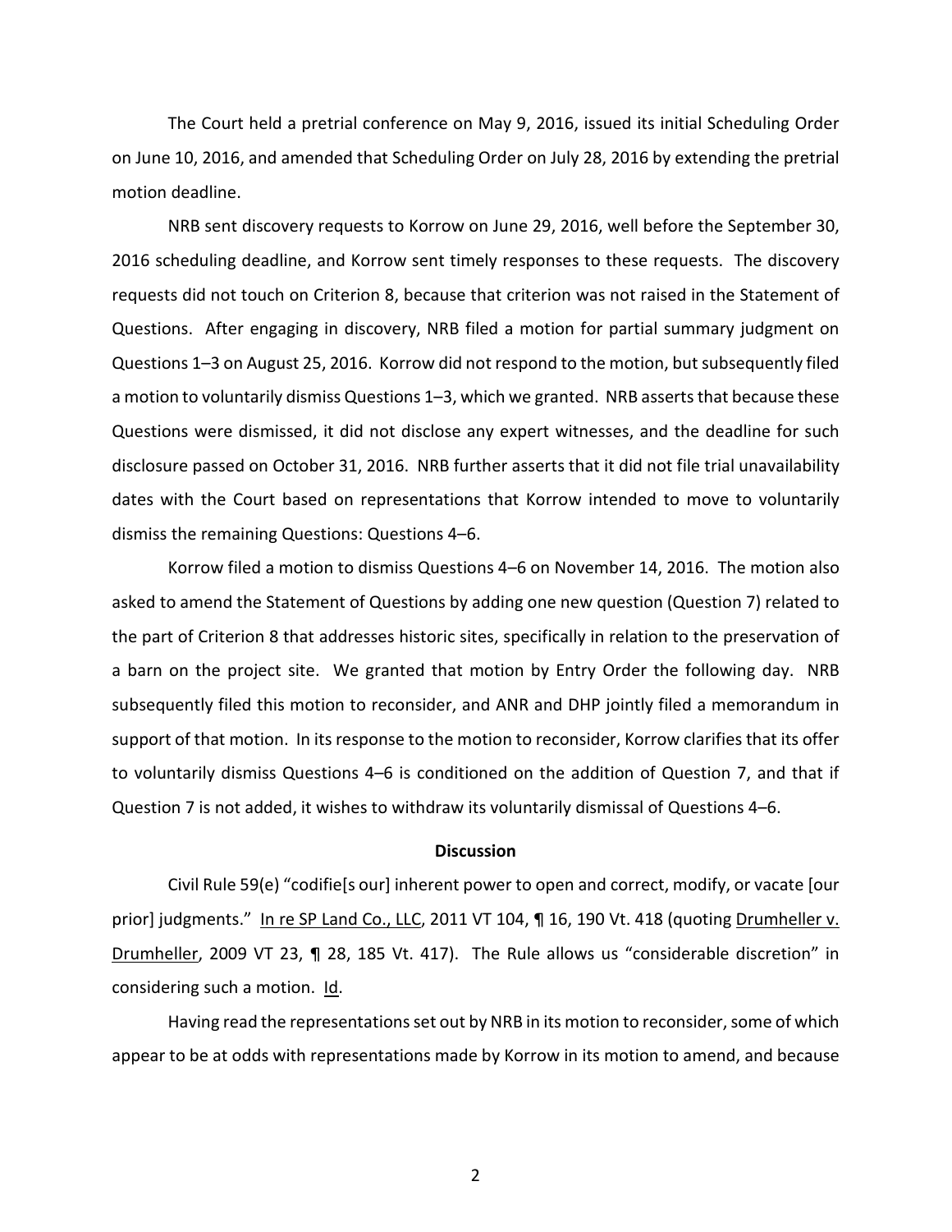The Court held a pretrial conference on May 9, 2016, issued its initial Scheduling Order on June 10, 2016, and amended that Scheduling Order on July 28, 2016 by extending the pretrial motion deadline.

NRB sent discovery requests to Korrow on June 29, 2016, well before the September 30, 2016 scheduling deadline, and Korrow sent timely responses to these requests. The discovery requests did not touch on Criterion 8, because that criterion was not raised in the Statement of Questions. After engaging in discovery, NRB filed a motion for partial summary judgment on Questions 1–3 on August 25, 2016. Korrow did not respond to the motion, but subsequently filed a motion to voluntarily dismiss Questions 1–3, which we granted. NRB asserts that because these Questions were dismissed, it did not disclose any expert witnesses, and the deadline for such disclosure passed on October 31, 2016. NRB further asserts that it did not file trial unavailability dates with the Court based on representations that Korrow intended to move to voluntarily dismiss the remaining Questions: Questions 4–6.

Korrow filed a motion to dismiss Questions 4–6 on November 14, 2016. The motion also asked to amend the Statement of Questions by adding one new question (Question 7) related to the part of Criterion 8 that addresses historic sites, specifically in relation to the preservation of a barn on the project site. We granted that motion by Entry Order the following day. NRB subsequently filed this motion to reconsider, and ANR and DHP jointly filed a memorandum in support of that motion. In its response to the motion to reconsider, Korrow clarifies that its offer to voluntarily dismiss Questions 4–6 is conditioned on the addition of Question 7, and that if Question 7 is not added, it wishes to withdraw its voluntarily dismissal of Questions 4–6.

## Discussion

Civil Rule 59(e) "codifie[s our] inherent power to open and correct, modify, or vacate [our prior] judgments." In re SP Land Co., LLC, 2011 VT 104, ¶ 16, 190 Vt. 418 (quoting Drumheller v. Drumheller, 2009 VT 23, ¶ 28, 185 Vt. 417). The Rule allows us "considerable discretion" in considering such a motion. Id.

Having read the representations set out by NRB in its motion to reconsider, some of which appear to be at odds with representations made by Korrow in its motion to amend, and because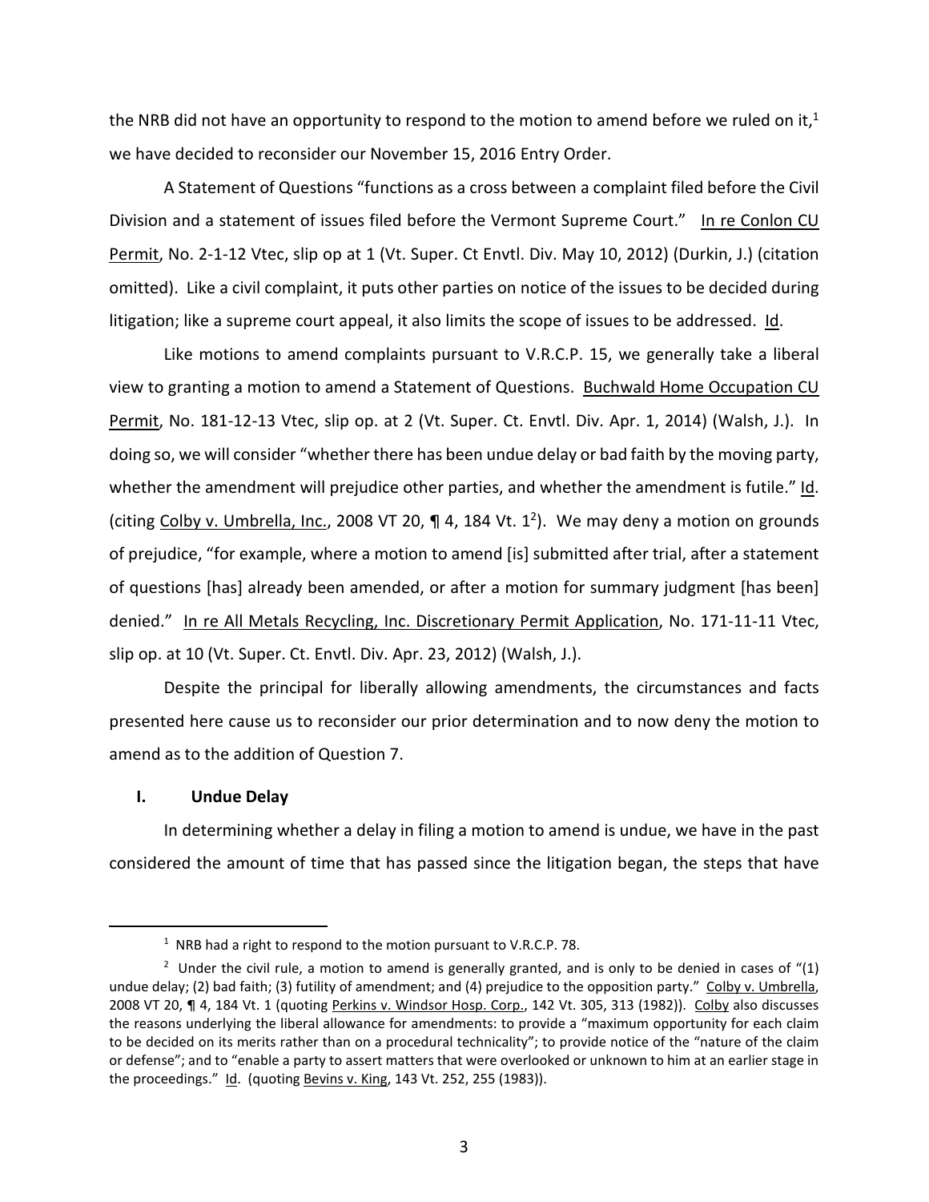the NRB did not have an opportunity to respond to the motion to amend before we ruled on it,[1] we have decided to reconsider our November 15, 2016 Entry Order.

A Statement of Questions "functions as a cross between a complaint filed before the Civil Division and a statement of issues filed before the Vermont Supreme Court." In re Conlon CU Permit, No. 2-1-12 Vtec, slip op at 1 (Vt. Super. Ct Envtl. Div. May 10, 2012) (Durkin, J.) (citation omitted). Like a civil complaint, it puts other parties on notice of the issues to be decided during litigation; like a supreme court appeal, it also limits the scope of issues to be addressed. Id.

Like motions to amend complaints pursuant to V.R.C.P. 15, we generally take a liberal view to granting a motion to amend a Statement of Questions. Buchwald Home Occupation CU Permit, No. 181-12-13 Vtec, slip op. at 2 (Vt. Super. Ct. Envtl. Div. Apr. 1, 2014) (Walsh, J.). In doing so, we will consider "whether there has been undue delay or bad faith by the moving party, whether the amendment will prejudice other parties, and whether the amendment is futile." Id. (citing Colby v. Umbrella, Inc., 2008 VT 20, ¶ 4, 184 Vt. 1[2]). We may deny a motion on grounds of prejudice, "for example, where a motion to amend [is] submitted after trial, after a statement of questions [has] already been amended, or after a motion for summary judgment [has been] denied." In re All Metals Recycling, Inc. Discretionary Permit Application, No. 171-11-11 Vtec, slip op. at 10 (Vt. Super. Ct. Envtl. Div. Apr. 23, 2012) (Walsh, J.).

Despite the principal for liberally allowing amendments, the circumstances and facts presented here cause us to reconsider our prior determination and to now deny the motion to amend as to the addition of Question 7.

## I. Undue Delay

In determining whether a delay in filing a motion to amend is undue, we have in the past considered the amount of time that has passed since the litigation began, the steps that have

[1] NRB had a right to respond to the motion pursuant to V.R.C.P. 78.

[2] Under the civil rule, a motion to amend is generally granted, and is only to be denied in cases of "(1) undue delay; (2) bad faith; (3) futility of amendment; and (4) prejudice to the opposition party." Colby v. Umbrella, 2008 VT 20, ¶ 4, 184 Vt. 1 (quoting Perkins v. Windsor Hosp. Corp., 142 Vt. 305, 313 (1982)). Colby also discusses the reasons underlying the liberal allowance for amendments: to provide a "maximum opportunity for each claim to be decided on its merits rather than on a procedural technicality"; to provide notice of the "nature of the claim or defense"; and to "enable a party to assert matters that were overlooked or unknown to him at an earlier stage in the proceedings." Id. (quoting Bevins v. King, 143 Vt. 252, 255 (1983)).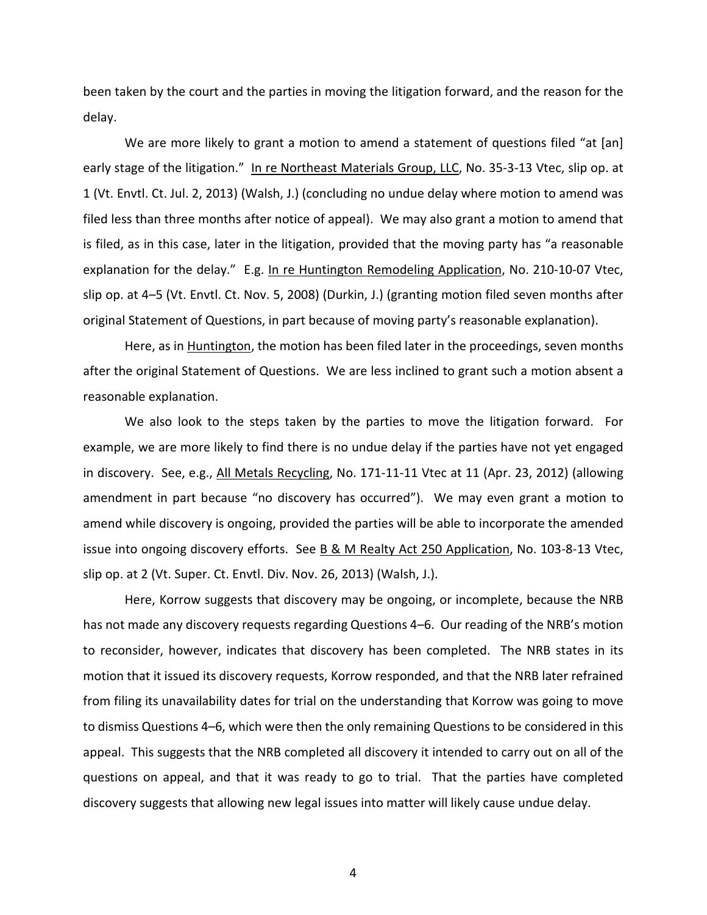been taken by the court and the parties in moving the litigation forward, and the reason for the delay.

We are more likely to grant a motion to amend a statement of questions filed "at [an] early stage of the litigation." In re Northeast Materials Group, LLC, No. 35-3-13 Vtec, slip op. at 1 (Vt. Envtl. Ct. Jul. 2, 2013) (Walsh, J.) (concluding no undue delay where motion to amend was filed less than three months after notice of appeal). We may also grant a motion to amend that is filed, as in this case, later in the litigation, provided that the moving party has "a reasonable explanation for the delay." E.g. In re Huntington Remodeling Application, No. 210-10-07 Vtec, slip op. at 4–5 (Vt. Envtl. Ct. Nov. 5, 2008) (Durkin, J.) (granting motion filed seven months after original Statement of Questions, in part because of moving party's reasonable explanation).

Here, as in Huntington, the motion has been filed later in the proceedings, seven months after the original Statement of Questions. We are less inclined to grant such a motion absent a reasonable explanation.

We also look to the steps taken by the parties to move the litigation forward. For example, we are more likely to find there is no undue delay if the parties have not yet engaged in discovery. See, e.g., All Metals Recycling, No. 171-11-11 Vtec at 11 (Apr. 23, 2012) (allowing amendment in part because "no discovery has occurred"). We may even grant a motion to amend while discovery is ongoing, provided the parties will be able to incorporate the amended issue into ongoing discovery efforts. See B & M Realty Act 250 Application, No. 103-8-13 Vtec, slip op. at 2 (Vt. Super. Ct. Envtl. Div. Nov. 26, 2013) (Walsh, J.).

Here, Korrow suggests that discovery may be ongoing, or incomplete, because the NRB has not made any discovery requests regarding Questions 4–6. Our reading of the NRB's motion to reconsider, however, indicates that discovery has been completed. The NRB states in its motion that it issued its discovery requests, Korrow responded, and that the NRB later refrained from filing its unavailability dates for trial on the understanding that Korrow was going to move to dismiss Questions 4–6, which were then the only remaining Questions to be considered in this appeal. This suggests that the NRB completed all discovery it intended to carry out on all of the questions on appeal, and that it was ready to go to trial. That the parties have completed discovery suggests that allowing new legal issues into matter will likely cause undue delay.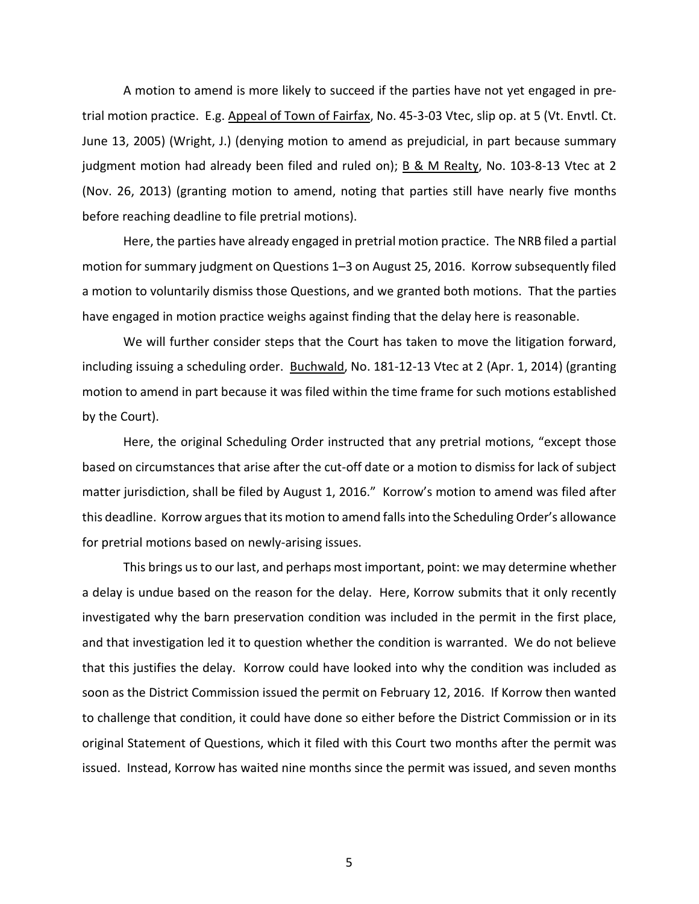A motion to amend is more likely to succeed if the parties have not yet engaged in pre-trial motion practice. E.g. Appeal of Town of Fairfax, No. 45-3-03 Vtec, slip op. at 5 (Vt. Envtl. Ct. June 13, 2005) (Wright, J.) (denying motion to amend as prejudicial, in part because summary judgment motion had already been filed and ruled on); B & M Realty, No. 103-8-13 Vtec at 2 (Nov. 26, 2013) (granting motion to amend, noting that parties still have nearly five months before reaching deadline to file pretrial motions).

Here, the parties have already engaged in pretrial motion practice. The NRB filed a partial motion for summary judgment on Questions 1–3 on August 25, 2016. Korrow subsequently filed a motion to voluntarily dismiss those Questions, and we granted both motions. That the parties have engaged in motion practice weighs against finding that the delay here is reasonable.

We will further consider steps that the Court has taken to move the litigation forward, including issuing a scheduling order. Buchwald, No. 181-12-13 Vtec at 2 (Apr. 1, 2014) (granting motion to amend in part because it was filed within the time frame for such motions established by the Court).

Here, the original Scheduling Order instructed that any pretrial motions, "except those based on circumstances that arise after the cut-off date or a motion to dismiss for lack of subject matter jurisdiction, shall be filed by August 1, 2016." Korrow's motion to amend was filed after this deadline. Korrow argues that its motion to amend falls into the Scheduling Order's allowance for pretrial motions based on newly-arising issues.

This brings us to our last, and perhaps most important, point: we may determine whether a delay is undue based on the reason for the delay. Here, Korrow submits that it only recently investigated why the barn preservation condition was included in the permit in the first place, and that investigation led it to question whether the condition is warranted. We do not believe that this justifies the delay. Korrow could have looked into why the condition was included as soon as the District Commission issued the permit on February 12, 2016. If Korrow then wanted to challenge that condition, it could have done so either before the District Commission or in its original Statement of Questions, which it filed with this Court two months after the permit was issued. Instead, Korrow has waited nine months since the permit was issued, and seven months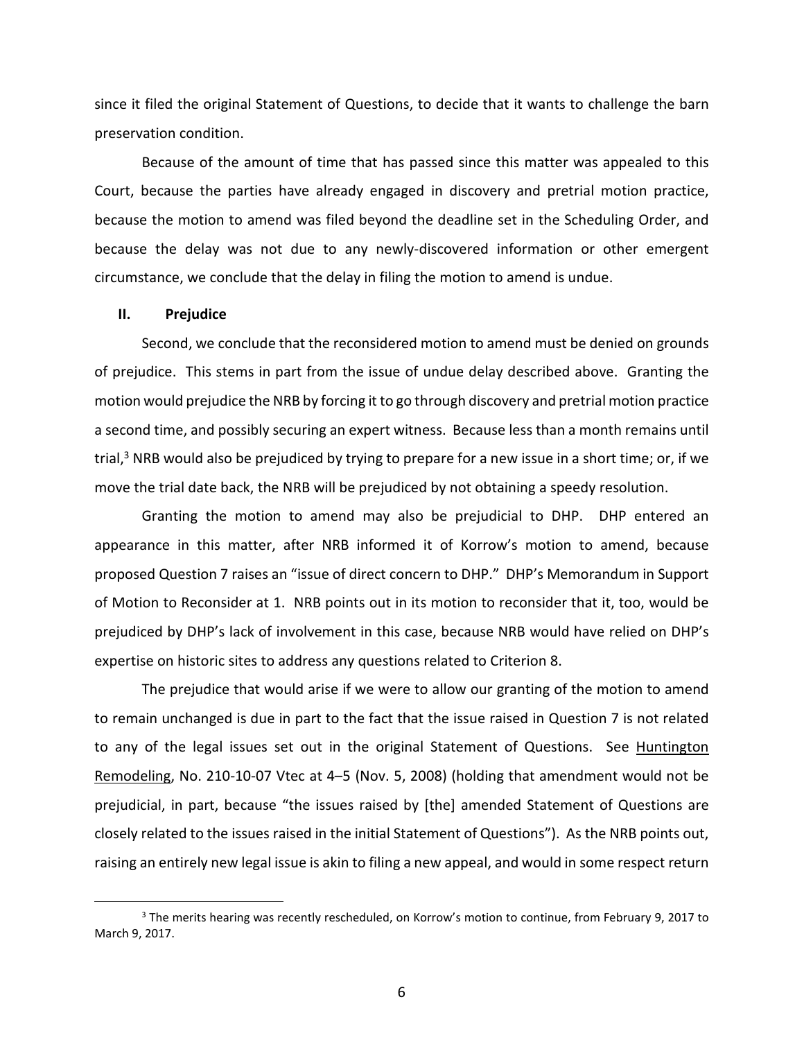since it filed the original Statement of Questions, to decide that it wants to challenge the barn preservation condition.

Because of the amount of time that has passed since this matter was appealed to this Court, because the parties have already engaged in discovery and pretrial motion practice, because the motion to amend was filed beyond the deadline set in the Scheduling Order, and because the delay was not due to any newly-discovered information or other emergent circumstance, we conclude that the delay in filing the motion to amend is undue.

## II. Prejudice

Second, we conclude that the reconsidered motion to amend must be denied on grounds of prejudice. This stems in part from the issue of undue delay described above. Granting the motion would prejudice the NRB by forcing it to go through discovery and pretrial motion practice a second time, and possibly securing an expert witness. Because less than a month remains until trial,[3] NRB would also be prejudiced by trying to prepare for a new issue in a short time; or, if we move the trial date back, the NRB will be prejudiced by not obtaining a speedy resolution.

Granting the motion to amend may also be prejudicial to DHP. DHP entered an appearance in this matter, after NRB informed it of Korrow's motion to amend, because proposed Question 7 raises an "issue of direct concern to DHP." DHP's Memorandum in Support of Motion to Reconsider at 1. NRB points out in its motion to reconsider that it, too, would be prejudiced by DHP's lack of involvement in this case, because NRB would have relied on DHP's expertise on historic sites to address any questions related to Criterion 8.

The prejudice that would arise if we were to allow our granting of the motion to amend to remain unchanged is due in part to the fact that the issue raised in Question 7 is not related to any of the legal issues set out in the original Statement of Questions. See Huntington Remodeling, No. 210-10-07 Vtec at 4–5 (Nov. 5, 2008) (holding that amendment would not be prejudicial, in part, because "the issues raised by [the] amended Statement of Questions are closely related to the issues raised in the initial Statement of Questions"). As the NRB points out, raising an entirely new legal issue is akin to filing a new appeal, and would in some respect return

[3] The merits hearing was recently rescheduled, on Korrow's motion to continue, from February 9, 2017 to March 9, 2017.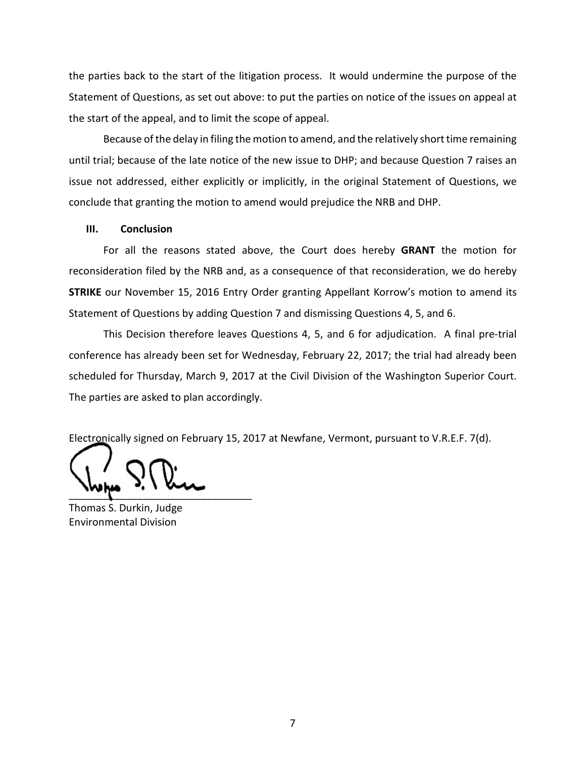the parties back to the start of the litigation process. It would undermine the purpose of the Statement of Questions, as set out above: to put the parties on notice of the issues on appeal at the start of the appeal, and to limit the scope of appeal.

Because of the delay in filing the motion to amend, and the relatively short time remaining until trial; because of the late notice of the new issue to DHP; and because Question 7 raises an issue not addressed, either explicitly or implicitly, in the original Statement of Questions, we conclude that granting the motion to amend would prejudice the NRB and DHP.

## III. Conclusion

For all the reasons stated above, the Court does hereby **GRANT** the motion for reconsideration filed by the NRB and, as a consequence of that reconsideration, we do hereby **STRIKE** our November 15, 2016 Entry Order granting Appellant Korrow's motion to amend its Statement of Questions by adding Question 7 and dismissing Questions 4, 5, and 6.

This Decision therefore leaves Questions 4, 5, and 6 for adjudication. A final pre-trial conference has already been set for Wednesday, February 22, 2017; the trial had already been scheduled for Thursday, March 9, 2017 at the Civil Division of the Washington Superior Court. The parties are asked to plan accordingly.

Electronically signed on February 15, 2017 at Newfane, Vermont, pursuant to V.R.E.F. 7(d).

\_\_\_\_\_\_\_\_\_\_\_\_\_\_\_\_\_\_\_\_\_\_\_\_\_\_\_\_\_\_\_\_

Thomas S. Durkin, Judge
Environmental Division